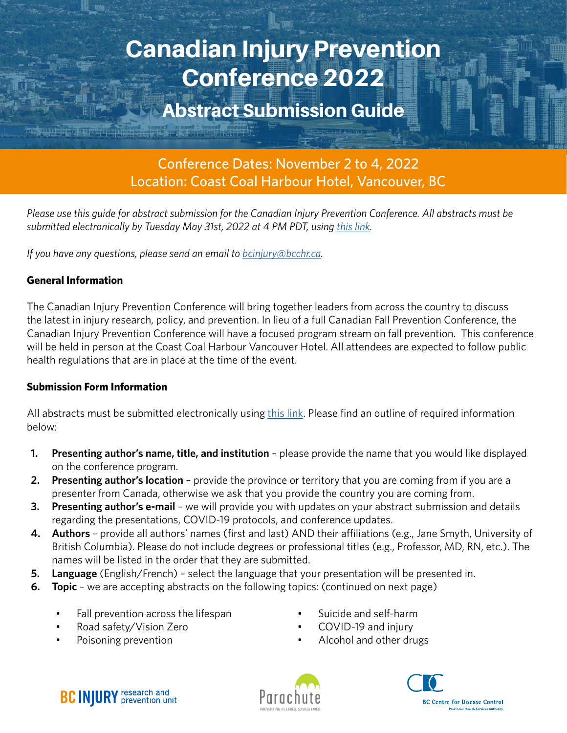# Canadian Injury Prevention Conference 2022

## Abstract Submission Guide

Conference Dates: November 2 to 4, 2022
Location: Coast Coal Harbour Hotel, Vancouver, BC

*Please use this guide for abstract submission for the Canadian Injury Prevention Conference. All abstracts must be submitted electronically by Tuesday May 31st, 2022 at 4 PM PDT, using [this link](#).*

*If you have any questions, please send an email to [bcinjury@bcchr.ca](mailto:bcinjury@bcchr.ca).*

**General Information**

The Canadian Injury Prevention Conference will bring together leaders from across the country to discuss the latest in injury research, policy, and prevention. In lieu of a full Canadian Fall Prevention Conference, the Canadian Injury Prevention Conference will have a focused program stream on fall prevention. This conference will be held in person at the Coast Coal Harbour Vancouver Hotel. All attendees are expected to follow public health regulations that are in place at the time of the event.

**Submission Form Information**

All abstracts must be submitted electronically using [this link](#). Please find an outline of required information below:

1. **Presenting author's name, title, and institution** – please provide the name that you would like displayed on the conference program.
2. **Presenting author's location** – provide the province or territory that you are coming from if you are a presenter from Canada, otherwise we ask that you provide the country you are coming from.
3. **Presenting author's e-mail** – we will provide you with updates on your abstract submission and details regarding the presentations, COVID-19 protocols, and conference updates.
4. **Authors** – provide all authors' names (first and last) AND their affiliations (e.g., Jane Smyth, University of British Columbia). Please do not include degrees or professional titles (e.g., Professor, MD, RN, etc.). The names will be listed in the order that they are submitted.
5. **Language** (English/French) – select the language that your presentation will be presented in.
6. **Topic** – we are accepting abstracts on the following topics: (continued on next page)
    - Fall prevention across the lifespan
    - Road safety/Vision Zero
    - Poisoning prevention
    - Suicide and self-harm
    - COVID-19 and injury
    - Alcohol and other drugs

BC INJURY research and prevention unit | Parachute — Preventing Injuries. Saving Lives. | BC Centre for Disease Control — Provincial Health Services Authority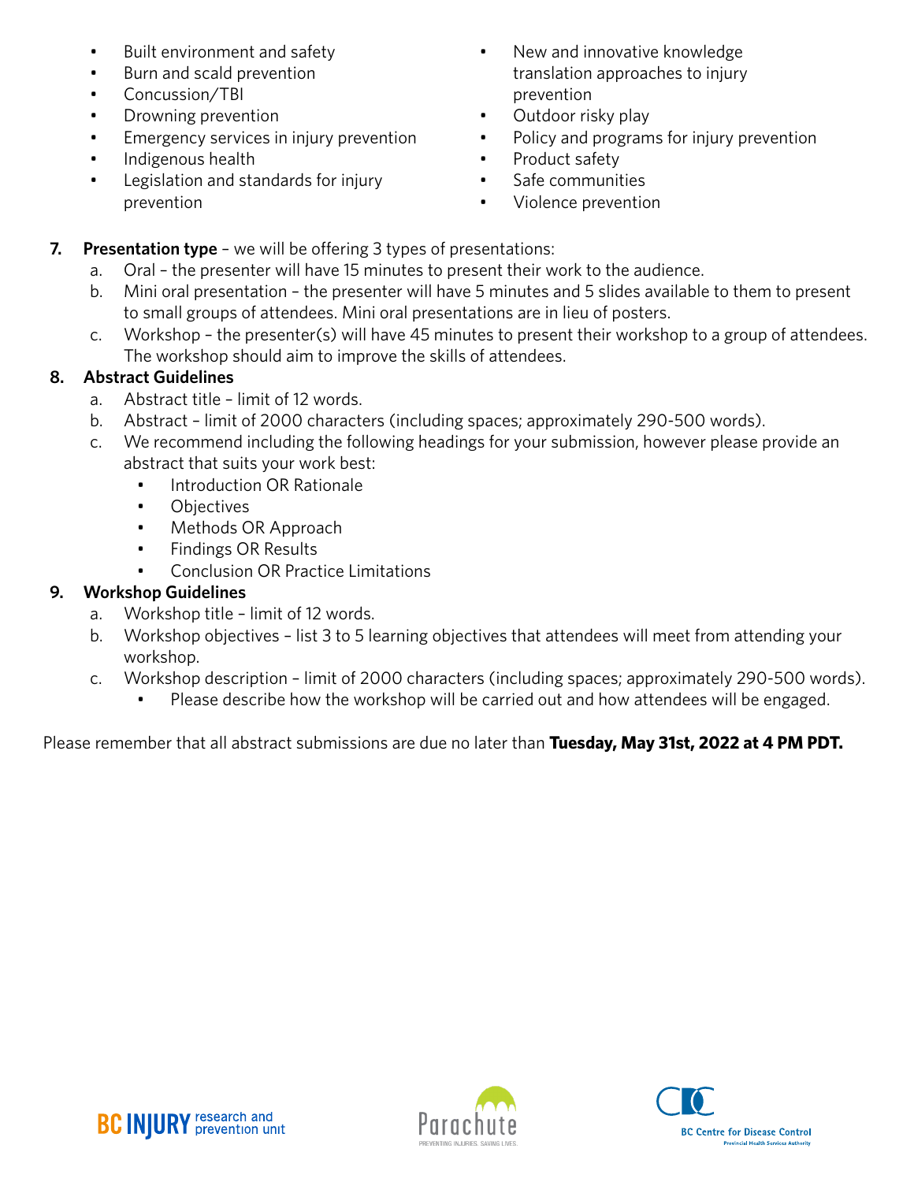- Built environment and safety
- Burn and scald prevention
- Concussion/TBI
- Drowning prevention
- Emergency services in injury prevention
- Indigenous health
- Legislation and standards for injury prevention
- New and innovative knowledge translation approaches to injury prevention
- Outdoor risky play
- Policy and programs for injury prevention
- Product safety
- Safe communities
- Violence prevention

7. **Presentation type** – we will be offering 3 types of presentations:
   a. Oral – the presenter will have 15 minutes to present their work to the audience.
   b. Mini oral presentation – the presenter will have 5 minutes and 5 slides available to them to present to small groups of attendees. Mini oral presentations are in lieu of posters.
   c. Workshop – the presenter(s) will have 45 minutes to present their workshop to a group of attendees. The workshop should aim to improve the skills of attendees.
8. **Abstract Guidelines**
   a. Abstract title – limit of 12 words.
   b. Abstract – limit of 2000 characters (including spaces; approximately 290-500 words).
   c. We recommend including the following headings for your submission, however please provide an abstract that suits your work best:
      - Introduction OR Rationale
      - Objectives
      - Methods OR Approach
      - Findings OR Results
      - Conclusion OR Practice Limitations
9. **Workshop Guidelines**
   a. Workshop title – limit of 12 words.
   b. Workshop objectives – list 3 to 5 learning objectives that attendees will meet from attending your workshop.
   c. Workshop description – limit of 2000 characters (including spaces; approximately 290-500 words).
      - Please describe how the workshop will be carried out and how attendees will be engaged.

Please remember that all abstract submissions are due no later than **Tuesday, May 31st, 2022 at 4 PM PDT.**

BC INJURY research and prevention unit

Parachute PREVENTING INJURIES. SAVING LIVES.

BC Centre for Disease Control Provincial Health Services Authority